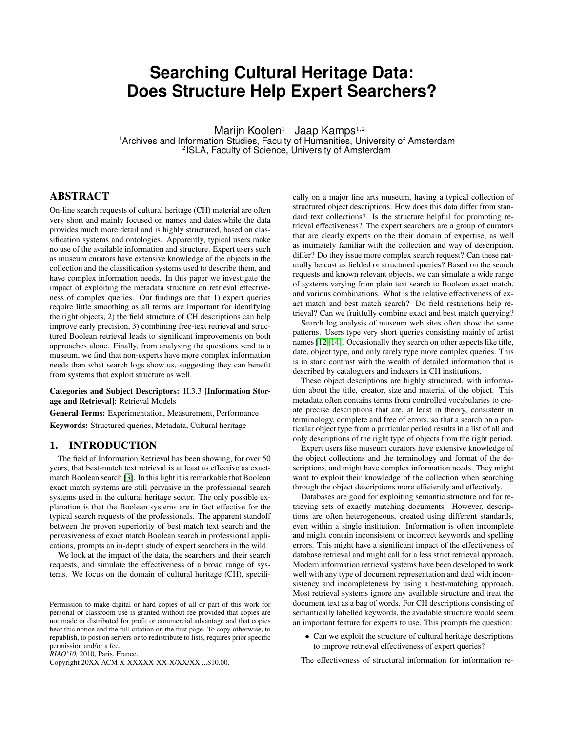# Searching Cultural Heritage Data: Does Structure Help Expert Searchers?

Marijn Koolen[1] Jaap Kamps[1,2]

[1]Archives and Information Studies, Faculty of Humanities, University of Amsterdam
[2]ISLA, Faculty of Science, University of Amsterdam

## ABSTRACT

On-line search requests of cultural heritage (CH) material are often very short and mainly focused on names and dates,while the data provides much more detail and is highly structured, based on classification systems and ontologies. Apparently, typical users make no use of the available information and structure. Expert users such as museum curators have extensive knowledge of the objects in the collection and the classification systems used to describe them, and have complex information needs. In this paper we investigate the impact of exploiting the metadata structure on retrieval effectiveness of complex queries. Our findings are that 1) expert queries require little smoothing as all terms are important for identifying the right objects, 2) the field structure of CH descriptions can help improve early precision, 3) combining free-text retrieval and structured Boolean retrieval leads to significant improvements on both approaches alone. Finally, from analysing the questions send to a museum, we find that non-experts have more complex information needs than what search logs show us, suggesting they can benefit from systems that exploit structure as well.

**Categories and Subject Descriptors:** H.3.3 [**Information Storage and Retrieval**]: Retrieval Models

**General Terms:** Experimentation, Measurement, Performance

**Keywords:** Structured queries, Metadata, Cultural heritage

## 1. INTRODUCTION

The field of Information Retrieval has been showing, for over 50 years, that best-match text retrieval is at least as effective as exact-match Boolean search [3]. In this light it is remarkable that Boolean exact match systems are still pervasive in the professional search systems used in the cultural heritage sector. The only possible explanation is that the Boolean systems are in fact effective for the typical search requests of the professionals. The apparent standoff between the proven superiority of best match text search and the pervasiveness of exact match Boolean search in professional applications, prompts an in-depth study of expert searchers in the wild.

We look at the impact of the data, the searchers and their search requests, and simulate the effectiveness of a broad range of systems. We focus on the domain of cultural heritage (CH), specifically on a major fine arts museum, having a typical collection of structured object descriptions. How does this data differ from standard text collections? Is the structure helpful for promoting retrieval effectiveness? The expert searchers are a group of curators that are clearly experts on the their domain of expertise, as well as intimately familiar with the collection and way of description. differ? Do they issue more complex search request? Can these naturally be cast as fielded or structured queries? Based on the search requests and known relevant objects, we can simulate a wide range of systems varying from plain text search to Boolean exact match, and various combinations. What is the relative effectiveness of exact match and best match search? Do field restrictions help retrieval? Can we fruitfully combine exact and best match querying?

Search log analysis of museum web sites often show the same patterns. Users type very short queries consisting mainly of artist names [12–14]. Occasionally they search on other aspects like title, date, object type, and only rarely type more complex queries. This is in stark contrast with the wealth of detailed information that is described by cataloguers and indexers in CH institutions.

These object descriptions are highly structured, with information about the title, creator, size and material of the object. This metadata often contains terms from controlled vocabularies to create precise descriptions that are, at least in theory, consistent in terminology, complete and free of errors, so that a search on a particular object type from a particular period results in a list of all and only descriptions of the right type of objects from the right period.

Expert users like museum curators have extensive knowledge of the object collections and the terminology and format of the descriptions, and might have complex information needs. They might want to exploit their knowledge of the collection when searching through the object descriptions more efficiently and effectively.

Databases are good for exploiting semantic structure and for retrieving sets of exactly matching documents. However, descriptions are often heterogeneous, created using different standards, even within a single institution. Information is often incomplete and might contain inconsistent or incorrect keywords and spelling errors. This might have a significant impact of the effectiveness of database retrieval and might call for a less strict retrieval approach. Modern information retrieval systems have been developed to work well with any type of document representation and deal with inconsistency and incompleteness by using a best-matching approach. Most retrieval systems ignore any available structure and treat the document text as a bag of words. For CH descriptions consisting of semantically labelled keywords, the available structure would seem an important feature for experts to use. This prompts the question:

- Can we exploit the structure of cultural heritage descriptions to improve retrieval effectiveness of expert queries?

The effectiveness of structural information for information re-

Permission to make digital or hard copies of all or part of this work for personal or classroom use is granted without fee provided that copies are not made or distributed for profit or commercial advantage and that copies bear this notice and the full citation on the first page. To copy otherwise, to republish, to post on servers or to redistribute to lists, requires prior specific permission and/or a fee.
*RIAO'10,* 2010, Paris, France.
Copyright 20XX ACM X-XXXXX-XX-X/XX/XX ...$10.00.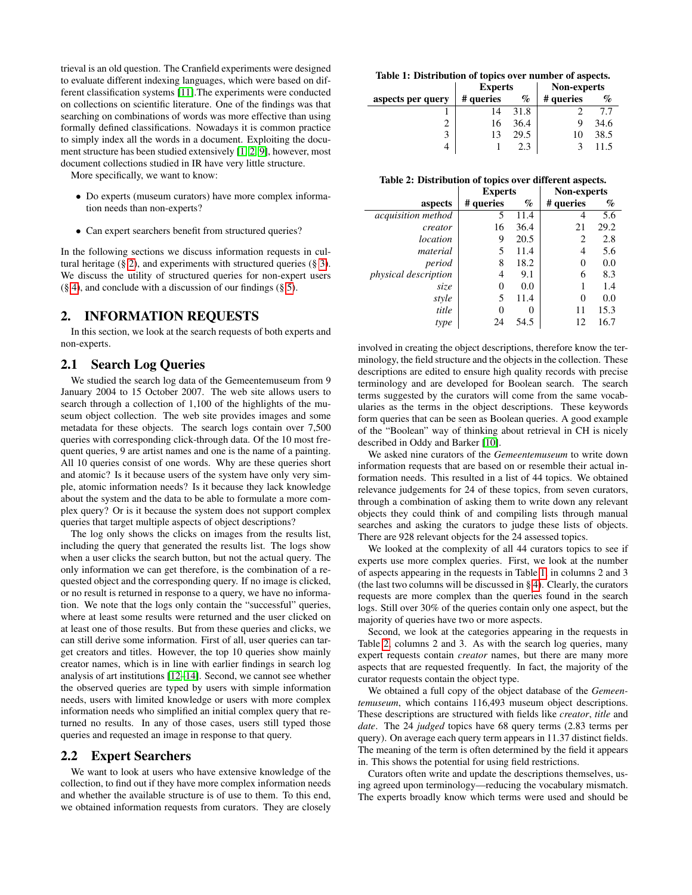trieval is an old question. The Cranfield experiments were designed to evaluate different indexing languages, which were based on different classification systems [11].The experiments were conducted on collections on scientific literature. One of the findings was that searching on combinations of words was more effective than using formally defined classifications. Nowadays it is common practice to simply index all the words in a document. Exploiting the document structure has been studied extensively [1, 2, 9], however, most document collections studied in IR have very little structure.

More specifically, we want to know:

- Do experts (museum curators) have more complex information needs than non-experts?
- Can expert searchers benefit from structured queries?

In the following sections we discuss information requests in cultural heritage (§ 2), and experiments with structured queries (§ 3). We discuss the utility of structured queries for non-expert users (§ 4), and conclude with a discussion of our findings (§ 5).

## 2. INFORMATION REQUESTS

In this section, we look at the search requests of both experts and non-experts.

### 2.1 Search Log Queries

We studied the search log data of the Gemeentemuseum from 9 January 2004 to 15 October 2007. The web site allows users to search through a collection of 1,100 of the highlights of the museum object collection. The web site provides images and some metadata for these objects. The search logs contain over 7,500 queries with corresponding click-through data. Of the 10 most frequent queries, 9 are artist names and one is the name of a painting. All 10 queries consist of one words. Why are these queries short and atomic? Is it because users of the system have only very simple, atomic information needs? Is it because they lack knowledge about the system and the data to be able to formulate a more complex query? Or is it because the system does not support complex queries that target multiple aspects of object descriptions?

The log only shows the clicks on images from the results list, including the query that generated the results list. The logs show when a user clicks the search button, but not the actual query. The only information we can get therefore, is the combination of a requested object and the corresponding query. If no image is clicked, or no result is returned in response to a query, we have no information. We note that the logs only contain the "successful" queries, where at least some results were returned and the user clicked on at least one of those results. But from these queries and clicks, we can still derive some information. First of all, user queries can target creators and titles. However, the top 10 queries show mainly creator names, which is in line with earlier findings in search log analysis of art institutions [12–14]. Second, we cannot see whether the observed queries are typed by users with simple information needs, users with limited knowledge or users with more complex information needs who simplified an initial complex query that returned no results. In any of those cases, users still typed those queries and requested an image in response to that query.

### 2.2 Expert Searchers

We want to look at users who have extensive knowledge of the collection, to find out if they have more complex information needs and whether the available structure is of use to them. To this end, we obtained information requests from curators. They are closely involved in creating the object descriptions, therefore know the terminology, the field structure and the objects in the collection. These descriptions are edited to ensure high quality records with precise terminology and are developed for Boolean search. The search terms suggested by the curators will come from the same vocabularies as the terms in the object descriptions. These keywords form queries that can be seen as Boolean queries. A good example of the "Boolean" way of thinking about retrieval in CH is nicely described in Oddy and Barker [10].

**Table 1: Distribution of topics over number of aspects.**

| | Experts | | Non-experts | |
|---|---|---|---|---|
| **aspects per query** | **# queries** | **%** | **# queries** | **%** |
| 1 | 14 | 31.8 | 2 | 7.7 |
| 2 | 16 | 36.4 | 9 | 34.6 |
| 3 | 13 | 29.5 | 10 | 38.5 |
| 4 | 1 | 2.3 | 3 | 11.5 |

**Table 2: Distribution of topics over different aspects.**

| | Experts | | Non-experts | |
|---|---|---|---|---|
| **aspects** | **# queries** | **%** | **# queries** | **%** |
| *acquisition method* | 5 | 11.4 | 4 | 5.6 |
| *creator* | 16 | 36.4 | 21 | 29.2 |
| *location* | 9 | 20.5 | 2 | 2.8 |
| *material* | 5 | 11.4 | 4 | 5.6 |
| *period* | 8 | 18.2 | 0 | 0.0 |
| *physical description* | 4 | 9.1 | 6 | 8.3 |
| *size* | 0 | 0.0 | 1 | 1.4 |
| *style* | 5 | 11.4 | 0 | 0.0 |
| *title* | 0 | 0 | 11 | 15.3 |
| *type* | 24 | 54.5 | 12 | 16.7 |

We asked nine curators of the *Gemeentemuseum* to write down information requests that are based on or resemble their actual information needs. This resulted in a list of 44 topics. We obtained relevance judgements for 24 of these topics, from seven curators, through a combination of asking them to write down any relevant objects they could think of and compiling lists through manual searches and asking the curators to judge these lists of objects. There are 928 relevant objects for the 24 assessed topics.

We looked at the complexity of all 44 curators topics to see if experts use more complex queries. First, we look at the number of aspects appearing in the requests in Table 1, in columns 2 and 3 (the last two columns will be discussed in § 4). Clearly, the curators requests are more complex than the queries found in the search logs. Still over 30% of the queries contain only one aspect, but the majority of queries have two or more aspects.

Second, we look at the categories appearing in the requests in Table 2, columns 2 and 3. As with the search log queries, many expert requests contain *creator* names, but there are many more aspects that are requested frequently. In fact, the majority of the curator requests contain the object type.

We obtained a full copy of the object database of the *Gemeentemuseum*, which contains 116,493 museum object descriptions. These descriptions are structured with fields like *creator*, *title* and *date*. The 24 *judged* topics have 68 query terms (2.83 terms per query). On average each query term appears in 11.37 distinct fields. The meaning of the term is often determined by the field it appears in. This shows the potential for using field restrictions.

Curators often write and update the descriptions themselves, using agreed upon terminology—reducing the vocabulary mismatch. The experts broadly know which terms were used and should be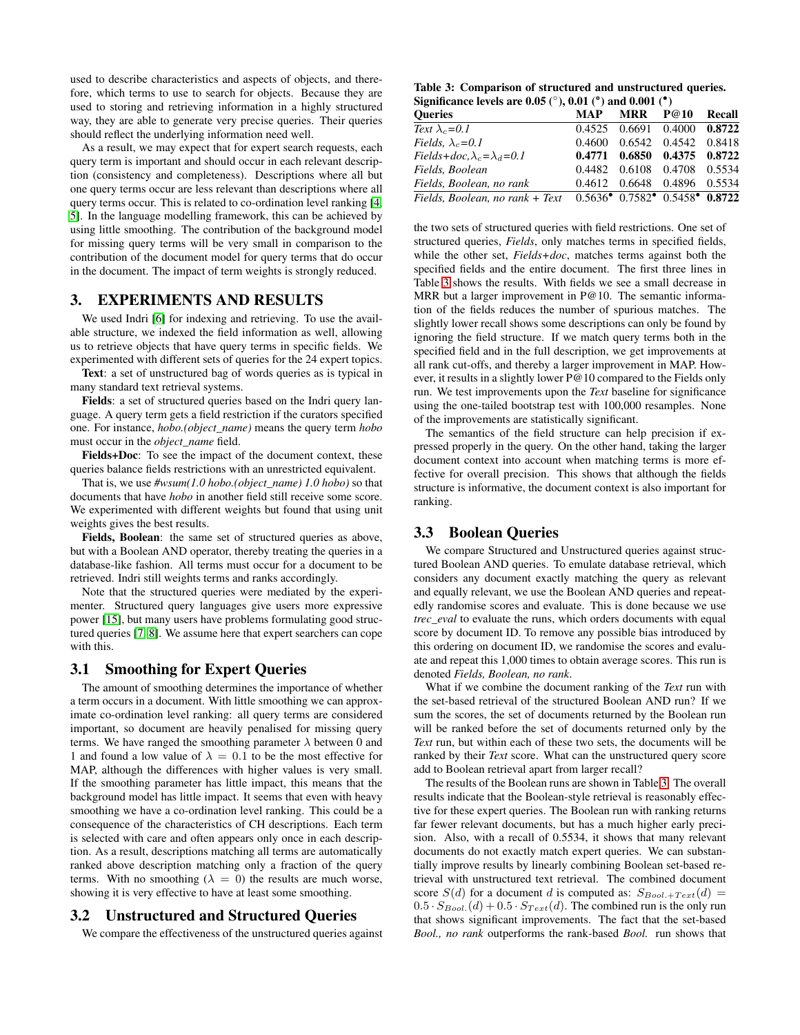used to describe characteristics and aspects of objects, and therefore, which terms to use to search for objects. Because they are used to storing and retrieving information in a highly structured way, they are able to generate very precise queries. Their queries should reflect the underlying information need well.

As a result, we may expect that for expert search requests, each query term is important and should occur in each relevant description (consistency and completeness). Descriptions where all but one query terms occur are less relevant than descriptions where all query terms occur. This is related to co-ordination level ranking [4, 5]. In the language modelling framework, this can be achieved by using little smoothing. The contribution of the background model for missing query terms will be very small in comparison to the contribution of the document model for query terms that do occur in the document. The impact of term weights is strongly reduced.

## 3. EXPERIMENTS AND RESULTS

We used Indri [6] for indexing and retrieving. To use the available structure, we indexed the field information as well, allowing us to retrieve objects that have query terms in specific fields. We experimented with different sets of queries for the 24 expert topics.

**Text**: a set of unstructured bag of words queries as is typical in many standard text retrieval systems.

**Fields**: a set of structured queries based on the Indri query language. A query term gets a field restriction if the curators specified one. For instance, *hobo.(object_name)* means the query term *hobo* must occur in the *object_name* field.

**Fields+Doc**: To see the impact of the document context, these queries balance fields restrictions with an unrestricted equivalent.

That is, we use *#wsum(1.0 hobo.(object_name) 1.0 hobo)* so that documents that have *hobo* in another field still receive some score. We experimented with different weights but found that using unit weights gives the best results.

**Fields, Boolean**: the same set of structured queries as above, but with a Boolean AND operator, thereby treating the queries in a database-like fashion. All terms must occur for a document to be retrieved. Indri still weights terms and ranks accordingly.

Note that the structured queries were mediated by the experimenter. Structured query languages give users more expressive power [15], but many users have problems formulating good structured queries [7, 8]. We assume here that expert searchers can cope with this.

### 3.1 Smoothing for Expert Queries

The amount of smoothing determines the importance of whether a term occurs in a document. With little smoothing we can approximate co-ordination level ranking: all query terms are considered important, so document are heavily penalised for missing query terms. We have ranged the smoothing parameter $\lambda$ between 0 and 1 and found a low value of $\lambda = 0.1$ to be the most effective for MAP, although the differences with higher values is very small. If the smoothing parameter has little impact, this means that the background model has little impact. It seems that even with heavy smoothing we have a co-ordination level ranking. This could be a consequence of the characteristics of CH descriptions. Each term is selected with care and often appears only once in each description. As a result, descriptions matching all terms are automatically ranked above description matching only a fraction of the query terms. With no smoothing ($\lambda = 0$) the results are much worse, showing it is very effective to have at least some smoothing.

### 3.2 Unstructured and Structured Queries

We compare the effectiveness of the unstructured queries against the two sets of structured queries with field restrictions. One set of structured queries, *Fields*, only matches terms in specified fields, while the other set, *Fields+doc*, matches terms against both the specified fields and the entire document. The first three lines in Table 3 shows the results. With fields we see a small decrease in MRR but a larger improvement in P@10. The semantic information of the fields reduces the number of spurious matches. The slightly lower recall shows some descriptions can only be found by ignoring the field structure. If we match query terms both in the specified field and in the full description, we get improvements at all rank cut-offs, and thereby a larger improvement in MAP. However, it results in a slightly lower P@10 compared to the Fields only run. We test improvements upon the *Text* baseline for significance using the one-tailed bootstrap test with 100,000 resamples. None of the improvements are statistically significant.

The semantics of the field structure can help precision if expressed properly in the query. On the other hand, taking the larger document context into account when matching terms is more effective for overall precision. This shows that although the fields structure is informative, the document context is also important for ranking.

**Table 3: Comparison of structured and unstructured queries. Significance levels are 0.05 (°), 0.01 (*) and 0.001 (•)**

| Queries | MAP | MRR | P@10 | Recall |
|---|---|---|---|---|
| *Text $\lambda_c$=0.1* | 0.4525 | 0.6691 | 0.4000 | **0.8722** |
| *Fields, $\lambda_c$=0.1* | 0.4600 | 0.6542 | 0.4542 | 0.8418 |
| *Fields+doc,$\lambda_c$=$\lambda_d$=0.1* | **0.4771** | **0.6850** | **0.4375** | **0.8722** |
| *Fields, Boolean* | 0.4482 | 0.6108 | 0.4708 | 0.5534 |
| *Fields, Boolean, no rank* | 0.4612 | 0.6648 | 0.4896 | 0.5534 |
| *Fields, Boolean, no rank + Text* | 0.5636• | 0.7582• | 0.5458• | **0.8722** |

### 3.3 Boolean Queries

We compare Structured and Unstructured queries against structured Boolean AND queries. To emulate database retrieval, which considers any document exactly matching the query as relevant and equally relevant, we use the Boolean AND queries and repeatedly randomise scores and evaluate. This is done because we use *trec_eval* to evaluate the runs, which orders documents with equal score by document ID. To remove any possible bias introduced by this ordering on document ID, we randomise the scores and evaluate and repeat this 1,000 times to obtain average scores. This run is denoted *Fields, Boolean, no rank*.

What if we combine the document ranking of the *Text* run with the set-based retrieval of the structured Boolean AND run? If we sum the scores, the set of documents returned by the Boolean run will be ranked before the set of documents returned only by the *Text* run, but within each of these two sets, the documents will be ranked by their *Text* score. What can the unstructured query score add to Boolean retrieval apart from larger recall?

The results of the Boolean runs are shown in Table 3. The overall results indicate that the Boolean-style retrieval is reasonably effective for these expert queries. The Boolean run with ranking returns far fewer relevant documents, but has a much higher early precision. Also, with a recall of 0.5534, it shows that many relevant documents do not exactly match expert queries. We can substantially improve results by linearly combining Boolean set-based retrieval with unstructured text retrieval. The combined document score $S(d)$ for a document $d$ is computed as: $S_{Bool.+Text}(d) = 0.5 \cdot S_{Bool.}(d) + 0.5 \cdot S_{Text}(d)$. The combined run is the only run that shows significant improvements. The fact that the set-based *Bool., no rank* outperforms the rank-based *Bool.* run shows that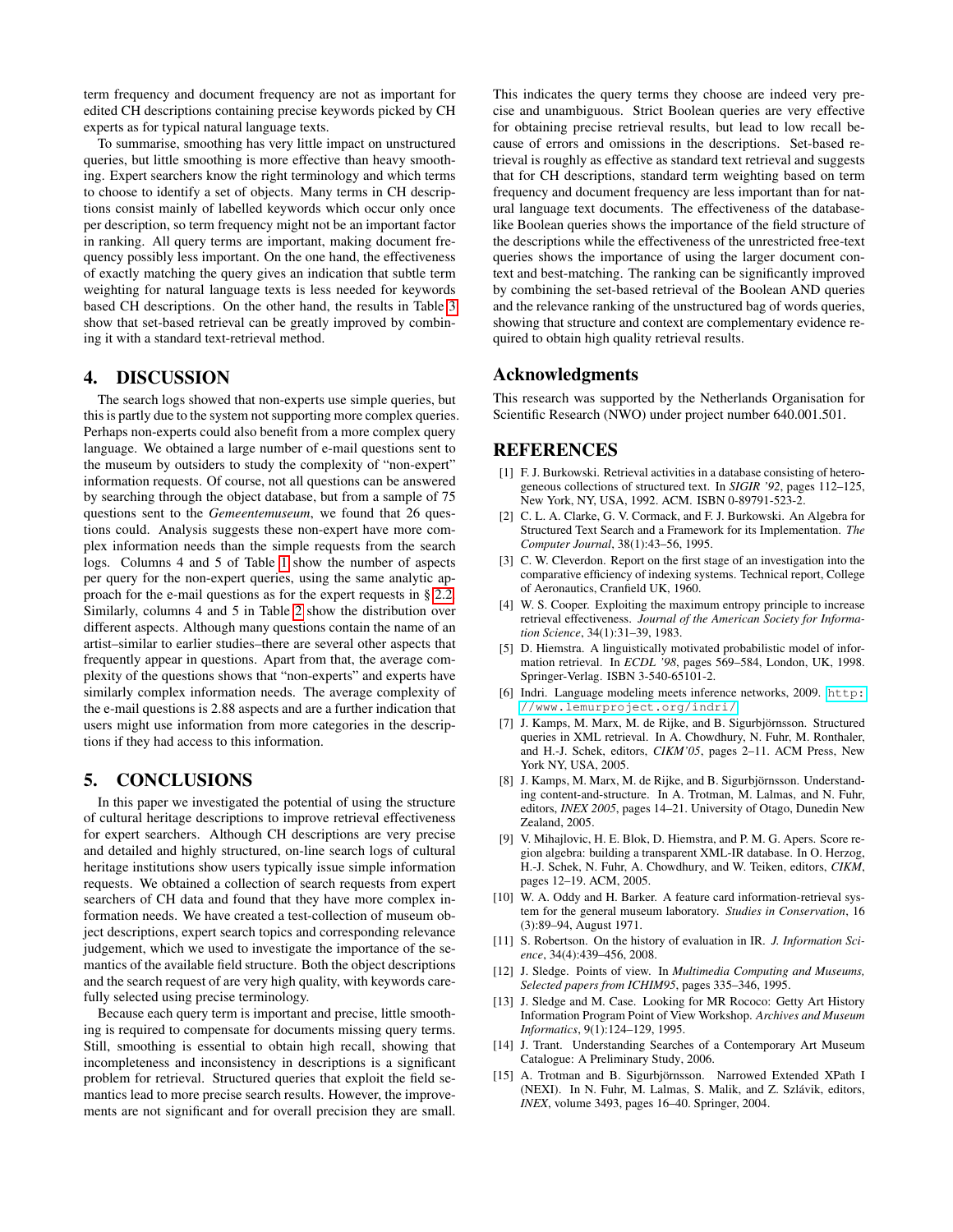term frequency and document frequency are not as important for edited CH descriptions containing precise keywords picked by CH experts as for typical natural language texts.

To summarise, smoothing has very little impact on unstructured queries, but little smoothing is more effective than heavy smoothing. Expert searchers know the right terminology and which terms to choose to identify a set of objects. Many terms in CH descriptions consist mainly of labelled keywords which occur only once per description, so term frequency might not be an important factor in ranking. All query terms are important, making document frequency possibly less important. On the one hand, the effectiveness of exactly matching the query gives an indication that subtle term weighting for natural language texts is less needed for keywords based CH descriptions. On the other hand, the results in Table 3 show that set-based retrieval can be greatly improved by combining it with a standard text-retrieval method.

## 4. DISCUSSION

The search logs showed that non-experts use simple queries, but this is partly due to the system not supporting more complex queries. Perhaps non-experts could also benefit from a more complex query language. We obtained a large number of e-mail questions sent to the museum by outsiders to study the complexity of "non-expert" information requests. Of course, not all questions can be answered by searching through the object database, but from a sample of 75 questions sent to the *Gemeentemuseum*, we found that 26 questions could. Analysis suggests these non-expert have more complex information needs than the simple requests from the search logs. Columns 4 and 5 of Table 1 show the number of aspects per query for the non-expert queries, using the same analytic approach for the e-mail questions as for the expert requests in § 2.2. Similarly, columns 4 and 5 in Table 2 show the distribution over different aspects. Although many questions contain the name of an artist–similar to earlier studies–there are several other aspects that frequently appear in questions. Apart from that, the average complexity of the questions shows that "non-experts" and experts have similarly complex information needs. The average complexity of the e-mail questions is 2.88 aspects and are a further indication that users might use information from more categories in the descriptions if they had access to this information.

## 5. CONCLUSIONS

In this paper we investigated the potential of using the structure of cultural heritage descriptions to improve retrieval effectiveness for expert searchers. Although CH descriptions are very precise and detailed and highly structured, on-line search logs of cultural heritage institutions show users typically issue simple information requests. We obtained a collection of search requests from expert searchers of CH data and found that they have more complex information needs. We have created a test-collection of museum object descriptions, expert search topics and corresponding relevance judgement, which we used to investigate the importance of the semantics of the available field structure. Both the object descriptions and the search request of are very high quality, with keywords carefully selected using precise terminology.

Because each query term is important and precise, little smoothing is required to compensate for documents missing query terms. Still, smoothing is essential to obtain high recall, showing that incompleteness and inconsistency in descriptions is a significant problem for retrieval. Structured queries that exploit the field semantics lead to more precise search results. However, the improvements are not significant and for overall precision they are small. This indicates the query terms they choose are indeed very precise and unambiguous. Strict Boolean queries are very effective for obtaining precise retrieval results, but lead to low recall because of errors and omissions in the descriptions. Set-based retrieval is roughly as effective as standard text retrieval and suggests that for CH descriptions, standard term weighting based on term frequency and document frequency are less important than for natural language text documents. The effectiveness of the database-like Boolean queries shows the importance of the field structure of the descriptions while the effectiveness of the unrestricted free-text queries shows the importance of using the larger document context and best-matching. The ranking can be significantly improved by combining the set-based retrieval of the Boolean AND queries and the relevance ranking of the unstructured bag of words queries, showing that structure and context are complementary evidence required to obtain high quality retrieval results.

## Acknowledgments

This research was supported by the Netherlands Organisation for Scientific Research (NWO) under project number 640.001.501.

## REFERENCES

[1] F. J. Burkowski. Retrieval activities in a database consisting of heterogeneous collections of structured text. In *SIGIR '92*, pages 112–125, New York, NY, USA, 1992. ACM. ISBN 0-89791-523-2.

[2] C. L. A. Clarke, G. V. Cormack, and F. J. Burkowski. An Algebra for Structured Text Search and a Framework for its Implementation. *The Computer Journal*, 38(1):43–56, 1995.

[3] C. W. Cleverdon. Report on the first stage of an investigation into the comparative efficiency of indexing systems. Technical report, College of Aeronautics, Cranfield UK, 1960.

[4] W. S. Cooper. Exploiting the maximum entropy principle to increase retrieval effectiveness. *Journal of the American Society for Information Science*, 34(1):31–39, 1983.

[5] D. Hiemstra. A linguistically motivated probabilistic model of information retrieval. In *ECDL '98*, pages 569–584, London, UK, 1998. Springer-Verlag. ISBN 3-540-65101-2.

[6] Indri. Language modeling meets inference networks, 2009. http://www.lemurproject.org/indri/.

[7] J. Kamps, M. Marx, M. de Rijke, and B. Sigurbjörnsson. Structured queries in XML retrieval. In A. Chowdhury, N. Fuhr, M. Ronthaler, and H.-J. Schek, editors, *CIKM'05*, pages 2–11. ACM Press, New York NY, USA, 2005.

[8] J. Kamps, M. Marx, M. de Rijke, and B. Sigurbjörnsson. Understanding content-and-structure. In A. Trotman, M. Lalmas, and N. Fuhr, editors, *INEX 2005*, pages 14–21. University of Otago, Dunedin New Zealand, 2005.

[9] V. Mihajlovic, H. E. Blok, D. Hiemstra, and P. M. G. Apers. Score region algebra: building a transparent XML-IR database. In O. Herzog, H.-J. Schek, N. Fuhr, A. Chowdhury, and W. Teiken, editors, *CIKM*, pages 12–19. ACM, 2005.

[10] W. A. Oddy and H. Barker. A feature card information-retrieval system for the general museum laboratory. *Studies in Conservation*, 16 (3):89–94, August 1971.

[11] S. Robertson. On the history of evaluation in IR. *J. Information Science*, 34(4):439–456, 2008.

[12] J. Sledge. Points of view. In *Multimedia Computing and Museums, Selected papers from ICHIM95*, pages 335–346, 1995.

[13] J. Sledge and M. Case. Looking for MR Rococo: Getty Art History Information Program Point of View Workshop. *Archives and Museum Informatics*, 9(1):124–129, 1995.

[14] J. Trant. Understanding Searches of a Contemporary Art Museum Catalogue: A Preliminary Study, 2006.

[15] A. Trotman and B. Sigurbjörnsson. Narrowed Extended XPath I (NEXI). In N. Fuhr, M. Lalmas, S. Malik, and Z. Szlávik, editors, *INEX*, volume 3493, pages 16–40. Springer, 2004.